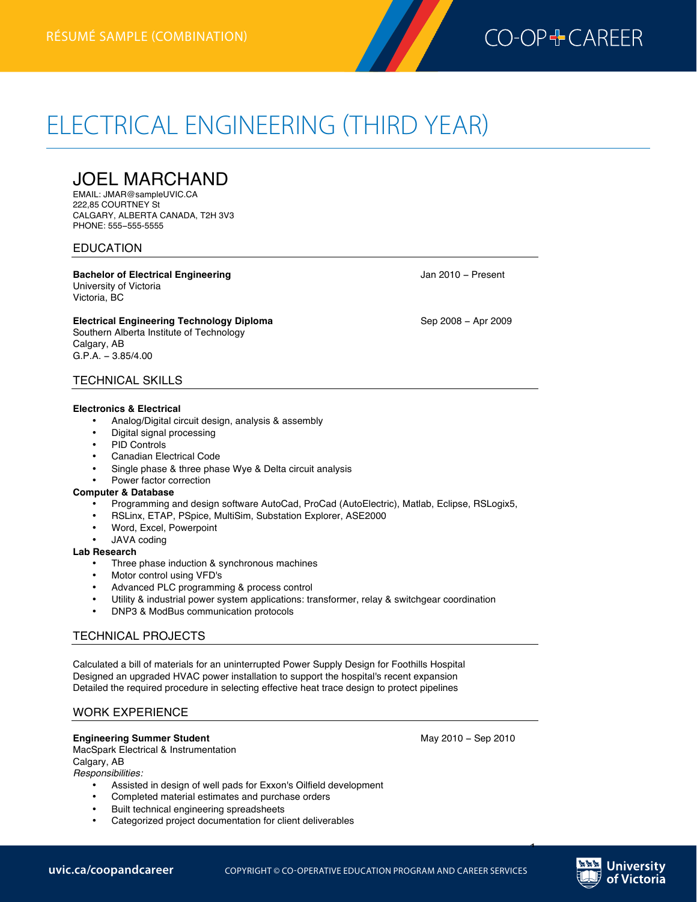RÉSUMÉ SAMPLE (COMBINATION)

# ELECTRICAL ENGINEERING (THIRD YEAR)

## JOEL MARCHAND

EMAIL: JMAR@sampleUVIC.CA
222,85 COURTNEY St
CALGARY, ALBERTA CANADA, T2H 3V3
PHONE: 555–555-5555

### EDUCATION

**Bachelor of Electrical Engineering** — Jan 2010 – Present
University of Victoria
Victoria, BC

**Electrical Engineering Technology Diploma** — Sep 2008 – Apr 2009
Southern Alberta Institute of Technology
Calgary, AB
G.P.A. – 3.85/4.00

### TECHNICAL SKILLS

**Electronics & Electrical**

- Analog/Digital circuit design, analysis & assembly
- Digital signal processing
- PID Controls
- Canadian Electrical Code
- Single phase & three phase Wye & Delta circuit analysis
- Power factor correction

**Computer & Database**

- Programming and design software AutoCad, ProCad (AutoElectric), Matlab, Eclipse, RSLogix5,
- RSLinx, ETAP, PSpice, MultiSim, Substation Explorer, ASE2000
- Word, Excel, Powerpoint
- JAVA coding

**Lab Research**

- Three phase induction & synchronous machines
- Motor control using VFD's
- Advanced PLC programming & process control
- Utility & industrial power system applications: transformer, relay & switchgear coordination
- DNP3 & ModBus communication protocols

### TECHNICAL PROJECTS

Calculated a bill of materials for an uninterrupted Power Supply Design for Foothills Hospital
Designed an upgraded HVAC power installation to support the hospital's recent expansion
Detailed the required procedure in selecting effective heat trace design to protect pipelines

### WORK EXPERIENCE

**Engineering Summer Student** — May 2010 – Sep 2010
MacSpark Electrical & Instrumentation
Calgary, AB
*Responsibilities:*

- Assisted in design of well pads for Exxon's Oilfield development
- Completed material estimates and purchase orders
- Built technical engineering spreadsheets
- Categorized project documentation for client deliverables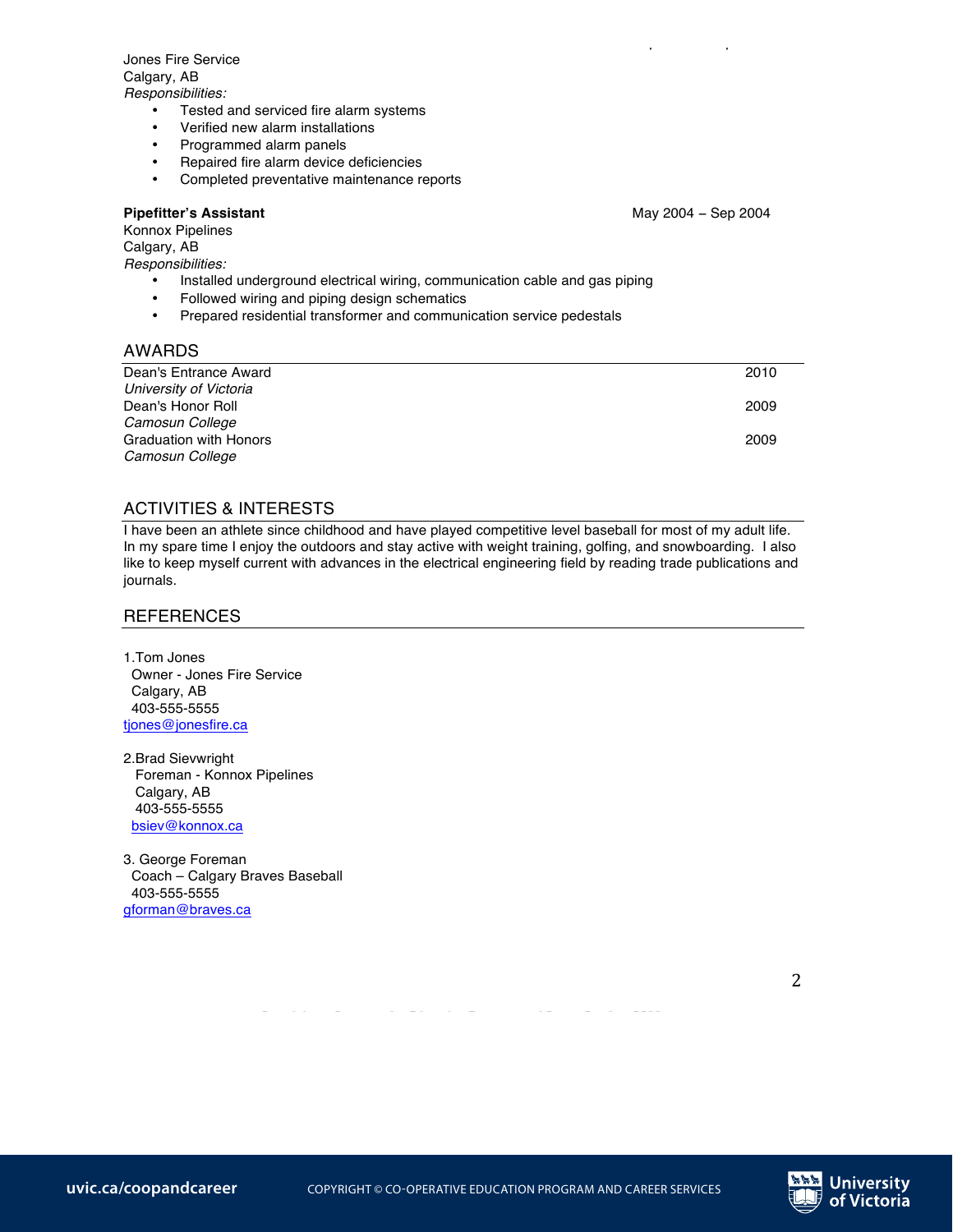Jones Fire Service
Calgary, AB
*Responsibilities:*

- Tested and serviced fire alarm systems
- Verified new alarm installations
- Programmed alarm panels
- Repaired fire alarm device deficiencies
- Completed preventative maintenance reports

**Pipefitter's Assistant** May 2004 – Sep 2004
Konnox Pipelines
Calgary, AB
*Responsibilities:*

- Installed underground electrical wiring, communication cable and gas piping
- Followed wiring and piping design schematics
- Prepared residential transformer and communication service pedestals

## AWARDS

Dean's Entrance Award 2010
*University of Victoria*
Dean's Honor Roll 2009
*Camosun College*
Graduation with Honors 2009
*Camosun College*

## ACTIVITIES & INTERESTS

I have been an athlete since childhood and have played competitive level baseball for most of my adult life. In my spare time I enjoy the outdoors and stay active with weight training, golfing, and snowboarding. I also like to keep myself current with advances in the electrical engineering field by reading trade publications and journals.

## REFERENCES

1. Tom Jones
   Owner - Jones Fire Service
   Calgary, AB
   403-555-5555
   tjones@jonesfire.ca

2. Brad Sievwright
   Foreman - Konnox Pipelines
   Calgary, AB
   403-555-5555
   bsiev@konnox.ca

3. George Foreman
   Coach – Calgary Braves Baseball
   403-555-5555
   gforman@braves.ca